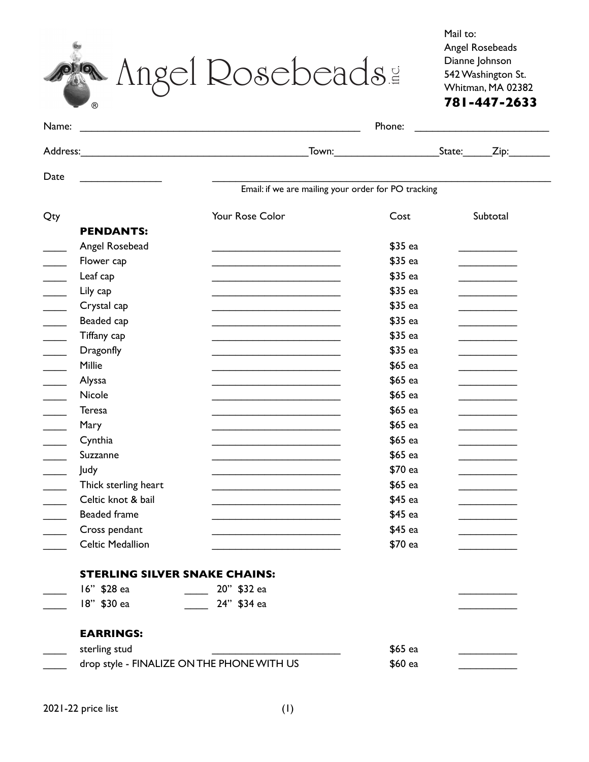# Angel Rosebeads inc.

Mail to:
Angel Rosebeads
Dianne Johnson
542 Washington St.
Whitman, MA 02382
**781-447-2633**

Name: ______________________________ Phone: ______________________

Address: ______________________________ Town: ________________ State: _____ Zip: _______

Date ______________ ______________________________________________

Email: if we are mailing your order for PO tracking

| Qty | | Your Rose Color | Cost | Subtotal |
|---|---|---|---|---|
| | **PENDANTS:** | | | |
| ____ | Angel Rosebead | ____________________ | $35 ea | __________ |
| ____ | Flower cap | ____________________ | $35 ea | __________ |
| ____ | Leaf cap | ____________________ | $35 ea | __________ |
| ____ | Lily cap | ____________________ | $35 ea | __________ |
| ____ | Crystal cap | ____________________ | $35 ea | __________ |
| ____ | Beaded cap | ____________________ | $35 ea | __________ |
| ____ | Tiffany cap | ____________________ | $35 ea | __________ |
| ____ | Dragonfly | ____________________ | $35 ea | __________ |
| ____ | Millie | ____________________ | $65 ea | __________ |
| ____ | Alyssa | ____________________ | $65 ea | __________ |
| ____ | Nicole | ____________________ | $65 ea | __________ |
| ____ | Teresa | ____________________ | $65 ea | __________ |
| ____ | Mary | ____________________ | $65 ea | __________ |
| ____ | Cynthia | ____________________ | $65 ea | __________ |
| ____ | Suzzanne | ____________________ | $65 ea | __________ |
| ____ | Judy | ____________________ | $70 ea | __________ |
| ____ | Thick sterling heart | ____________________ | $65 ea | __________ |
| ____ | Celtic knot & bail | ____________________ | $45 ea | __________ |
| ____ | Beaded frame | ____________________ | $45 ea | __________ |
| ____ | Cross pendant | ____________________ | $45 ea | __________ |
| ____ | Celtic Medallion | ____________________ | $70 ea | __________ |

**STERLING SILVER SNAKE CHAINS:**

| Qty | Length | Qty | Length | Subtotal |
|---|---|---|---|---|
| ____ | 16" $28 ea | ____ | 20" $32 ea | __________ |
| ____ | 18" $30 ea | ____ | 24" $34 ea | __________ |

**EARRINGS:**

| Qty | | Your Rose Color | Cost | Subtotal |
|---|---|---|---|---|
| ____ | sterling stud | ____________________ | $65 ea | __________ |
| ____ | drop style - FINALIZE ON THE PHONE WITH US | | $60 ea | __________ |

2021-22 price list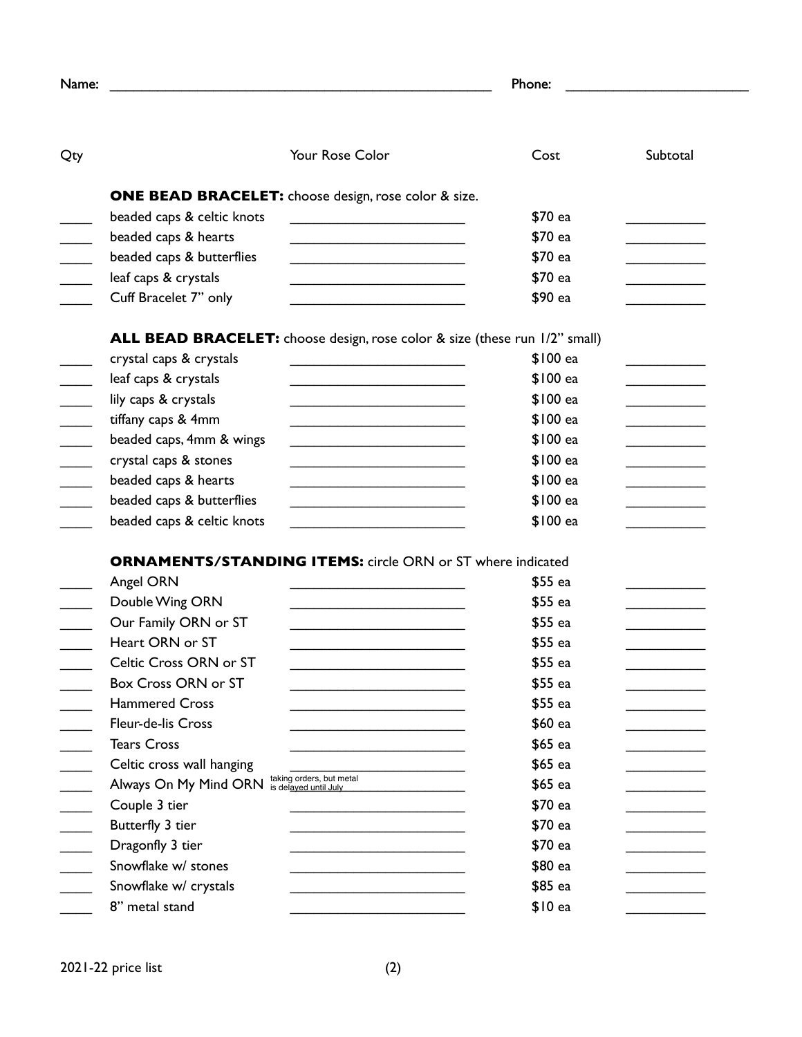Name: ____________________________________________ Phone: ____________________

| Qty | | Your Rose Color | Cost | Subtotal |
|---|---|---|---|---|
| | **ONE BEAD BRACELET:** choose design, rose color & size. | | | |
| ____ | beaded caps & celtic knots | ____________________ | $70 ea | ________ |
| ____ | beaded caps & hearts | ____________________ | $70 ea | ________ |
| ____ | beaded caps & butterflies | ____________________ | $70 ea | ________ |
| ____ | leaf caps & crystals | ____________________ | $70 ea | ________ |
| ____ | Cuff Bracelet 7" only | ____________________ | $90 ea | ________ |
| | **ALL BEAD BRACELET:** choose design, rose color & size (these run 1/2" small) | | | |
| ____ | crystal caps & crystals | ____________________ | $100 ea | ________ |
| ____ | leaf caps & crystals | ____________________ | $100 ea | ________ |
| ____ | lily caps & crystals | ____________________ | $100 ea | ________ |
| ____ | tiffany caps & 4mm | ____________________ | $100 ea | ________ |
| ____ | beaded caps, 4mm & wings | ____________________ | $100 ea | ________ |
| ____ | crystal caps & stones | ____________________ | $100 ea | ________ |
| ____ | beaded caps & hearts | ____________________ | $100 ea | ________ |
| ____ | beaded caps & butterflies | ____________________ | $100 ea | ________ |
| ____ | beaded caps & celtic knots | ____________________ | $100 ea | ________ |
| | **ORNAMENTS/STANDING ITEMS:** circle ORN or ST where indicated | | | |
| ____ | Angel ORN | ____________________ | $55 ea | ________ |
| ____ | Double Wing ORN | ____________________ | $55 ea | ________ |
| ____ | Our Family ORN or ST | ____________________ | $55 ea | ________ |
| ____ | Heart ORN or ST | ____________________ | $55 ea | ________ |
| ____ | Celtic Cross ORN or ST | ____________________ | $55 ea | ________ |
| ____ | Box Cross ORN or ST | ____________________ | $55 ea | ________ |
| ____ | Hammered Cross | ____________________ | $55 ea | ________ |
| ____ | Fleur-de-lis Cross | ____________________ | $60 ea | ________ |
| ____ | Tears Cross | ____________________ | $65 ea | ________ |
| ____ | Celtic cross wall hanging | ____________________ | $65 ea | ________ |
| ____ | Always On My Mind ORN | taking orders, but metal is delayed until July | $65 ea | ________ |
| ____ | Couple 3 tier | ____________________ | $70 ea | ________ |
| ____ | Butterfly 3 tier | ____________________ | $70 ea | ________ |
| ____ | Dragonfly 3 tier | ____________________ | $70 ea | ________ |
| ____ | Snowflake w/ stones | ____________________ | $80 ea | ________ |
| ____ | Snowflake w/ crystals | ____________________ | $85 ea | ________ |
| ____ | 8" metal stand | ____________________ | $10 ea | ________ |

2021-22 price list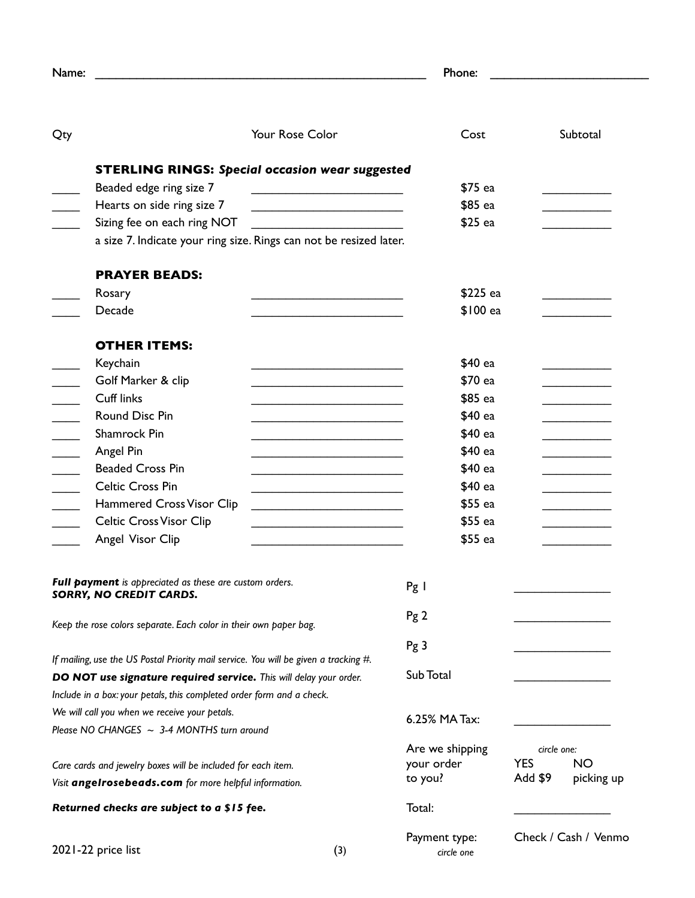Name: ______________________________ Phone: ______________________

| Qty | | Your Rose Color | Cost | Subtotal |
|---|---|---|---|---|
| | **STERLING RINGS:** ***Special occasion wear suggested*** | | | |
| ____ | Beaded edge ring size 7 | ______________ | $75 ea | ________ |
| ____ | Hearts on side ring size 7 | ______________ | $85 ea | ________ |
| ____ | Sizing fee on each ring NOT a size 7. Indicate your ring size. Rings can not be resized later. | ______________ | $25 ea | ________ |
| | **PRAYER BEADS:** | | | |
| ____ | Rosary | ______________ | $225 ea | ________ |
| ____ | Decade | ______________ | $100 ea | ________ |
| | **OTHER ITEMS:** | | | |
| ____ | Keychain | ______________ | $40 ea | ________ |
| ____ | Golf Marker & clip | ______________ | $70 ea | ________ |
| ____ | Cuff links | ______________ | $85 ea | ________ |
| ____ | Round Disc Pin | ______________ | $40 ea | ________ |
| ____ | Shamrock Pin | ______________ | $40 ea | ________ |
| ____ | Angel Pin | ______________ | $40 ea | ________ |
| ____ | Beaded Cross Pin | ______________ | $40 ea | ________ |
| ____ | Celtic Cross Pin | ______________ | $40 ea | ________ |
| ____ | Hammered Cross Visor Clip | ______________ | $55 ea | ________ |
| ____ | Celtic Cross Visor Clip | ______________ | $55 ea | ________ |
| ____ | Angel Visor Clip | ______________ | $55 ea | ________ |

***Full payment*** *is appreciated as these are custom orders.*
***SORRY, NO CREDIT CARDS.***

*Keep the rose colors separate. Each color in their own paper bag.*

*If mailing, use the US Postal Priority mail service. You will be given a tracking #.*
***DO NOT use signature required service.*** *This will delay your order.*
*Include in a box: your petals, this completed order form and a check.*
*We will call you when we receive your petals.*
*Please NO CHANGES ~ 3-4 MONTHS turn around*

*Care cards and jewelry boxes will be included for each item.*
*Visit* ***angelrosebeads.com*** *for more helpful information.*

***Returned checks are subject to a $15 fee.***

| | |
|---|---|
| Pg 1 | ____________ |
| Pg 2 | ____________ |
| Pg 3 | ____________ |
| Sub Total | ____________ |
| 6.25% MA Tax: | ____________ |
| Are we shipping your order to you? | *circle one:* YES Add $9 / NO picking up |
| Total: | ____________ |
| Payment type: *circle one* | Check / Cash / Venmo |

2021-22 price list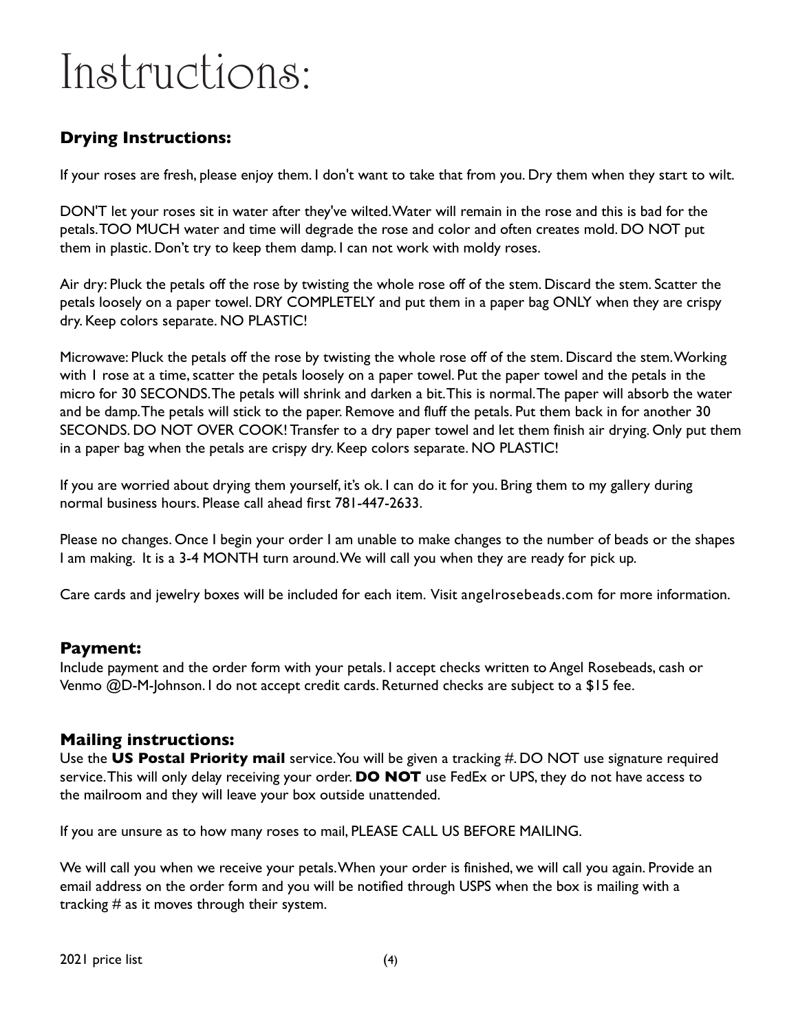# Instructions:

### Drying Instructions:

If your roses are fresh, please enjoy them. I don't want to take that from you. Dry them when they start to wilt.

DON'T let your roses sit in water after they've wilted. Water will remain in the rose and this is bad for the petals. TOO MUCH water and time will degrade the rose and color and often creates mold. DO NOT put them in plastic. Don't try to keep them damp. I can not work with moldy roses.

Air dry: Pluck the petals off the rose by twisting the whole rose off of the stem. Discard the stem. Scatter the petals loosely on a paper towel. DRY COMPLETELY and put them in a paper bag ONLY when they are crispy dry. Keep colors separate. NO PLASTIC!

Microwave: Pluck the petals off the rose by twisting the whole rose off of the stem. Discard the stem. Working with 1 rose at a time, scatter the petals loosely on a paper towel. Put the paper towel and the petals in the micro for 30 SECONDS. The petals will shrink and darken a bit. This is normal. The paper will absorb the water and be damp. The petals will stick to the paper. Remove and fluff the petals. Put them back in for another 30 SECONDS. DO NOT OVER COOK! Transfer to a dry paper towel and let them finish air drying. Only put them in a paper bag when the petals are crispy dry. Keep colors separate. NO PLASTIC!

If you are worried about drying them yourself, it's ok. I can do it for you. Bring them to my gallery during normal business hours. Please call ahead first 781-447-2633.

Please no changes. Once I begin your order I am unable to make changes to the number of beads or the shapes I am making. It is a 3-4 MONTH turn around. We will call you when they are ready for pick up.

Care cards and jewelry boxes will be included for each item. Visit angelrosebeads.com for more information.

### Payment:

Include payment and the order form with your petals. I accept checks written to Angel Rosebeads, cash or Venmo @D-M-Johnson. I do not accept credit cards. Returned checks are subject to a $15 fee.

### Mailing instructions:

Use the **US Postal Priority mail** service. You will be given a tracking #. DO NOT use signature required service. This will only delay receiving your order. **DO NOT** use FedEx or UPS, they do not have access to the mailroom and they will leave your box outside unattended.

If you are unsure as to how many roses to mail, PLEASE CALL US BEFORE MAILING.

We will call you when we receive your petals. When your order is finished, we will call you again. Provide an email address on the order form and you will be notified through USPS when the box is mailing with a tracking # as it moves through their system.

2021 price list